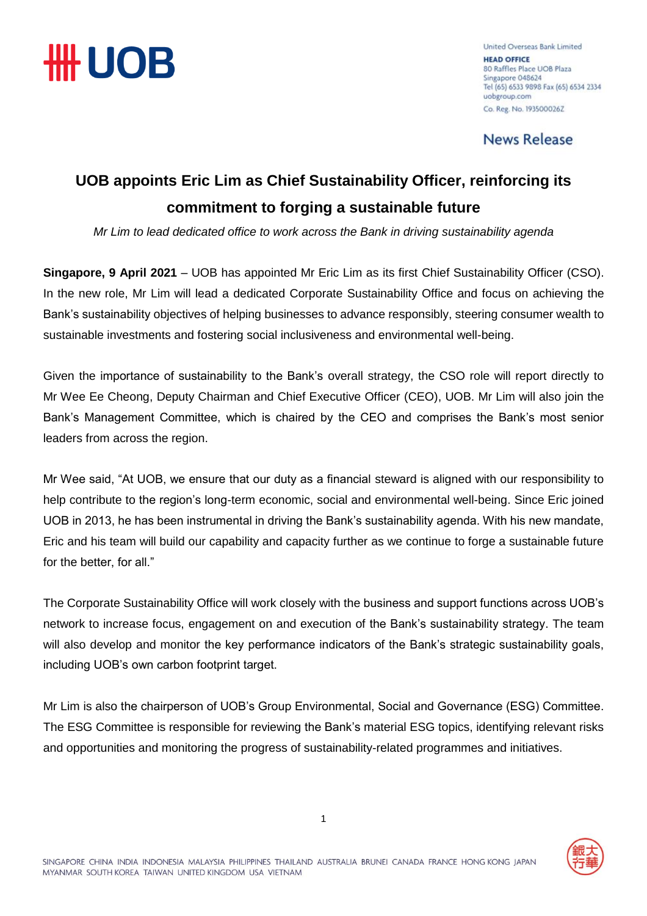United Overseas Bank Limited
**HEAD OFFICE**
80 Raffles Place UOB Plaza
Singapore 048624
Tel (65) 6533 9898 Fax (65) 6534 2334
uobgroup.com
Co. Reg. No. 193500026Z

News Release

# UOB appoints Eric Lim as Chief Sustainability Officer, reinforcing its commitment to forging a sustainable future

*Mr Lim to lead dedicated office to work across the Bank in driving sustainability agenda*

**Singapore, 9 April 2021** – UOB has appointed Mr Eric Lim as its first Chief Sustainability Officer (CSO). In the new role, Mr Lim will lead a dedicated Corporate Sustainability Office and focus on achieving the Bank's sustainability objectives of helping businesses to advance responsibly, steering consumer wealth to sustainable investments and fostering social inclusiveness and environmental well-being.

Given the importance of sustainability to the Bank's overall strategy, the CSO role will report directly to Mr Wee Ee Cheong, Deputy Chairman and Chief Executive Officer (CEO), UOB. Mr Lim will also join the Bank's Management Committee, which is chaired by the CEO and comprises the Bank's most senior leaders from across the region.

Mr Wee said, "At UOB, we ensure that our duty as a financial steward is aligned with our responsibility to help contribute to the region's long-term economic, social and environmental well-being. Since Eric joined UOB in 2013, he has been instrumental in driving the Bank's sustainability agenda. With his new mandate, Eric and his team will build our capability and capacity further as we continue to forge a sustainable future for the better, for all."

The Corporate Sustainability Office will work closely with the business and support functions across UOB's network to increase focus, engagement on and execution of the Bank's sustainability strategy. The team will also develop and monitor the key performance indicators of the Bank's strategic sustainability goals, including UOB's own carbon footprint target.

Mr Lim is also the chairperson of UOB's Group Environmental, Social and Governance (ESG) Committee. The ESG Committee is responsible for reviewing the Bank's material ESG topics, identifying relevant risks and opportunities and monitoring the progress of sustainability-related programmes and initiatives.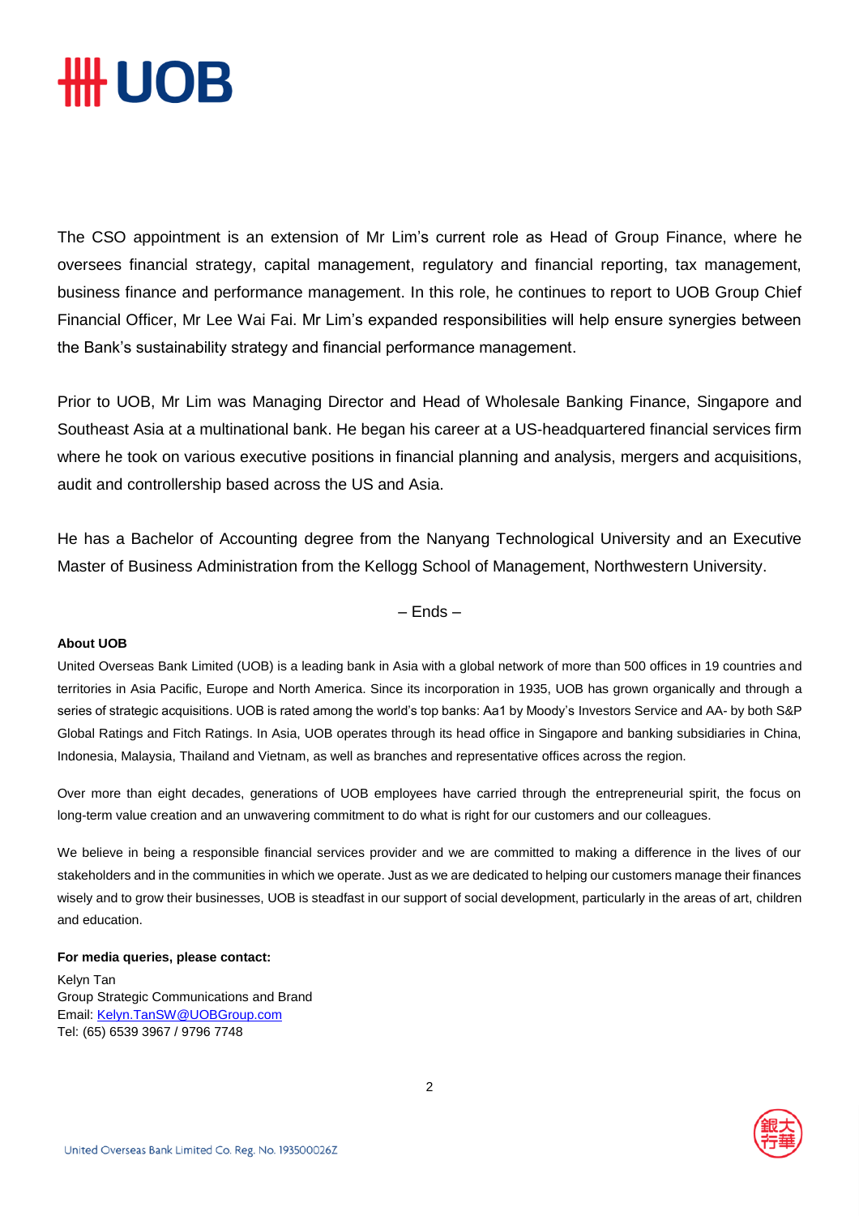The CSO appointment is an extension of Mr Lim's current role as Head of Group Finance, where he oversees financial strategy, capital management, regulatory and financial reporting, tax management, business finance and performance management. In this role, he continues to report to UOB Group Chief Financial Officer, Mr Lee Wai Fai. Mr Lim's expanded responsibilities will help ensure synergies between the Bank's sustainability strategy and financial performance management.

Prior to UOB, Mr Lim was Managing Director and Head of Wholesale Banking Finance, Singapore and Southeast Asia at a multinational bank. He began his career at a US-headquartered financial services firm where he took on various executive positions in financial planning and analysis, mergers and acquisitions, audit and controllership based across the US and Asia.

He has a Bachelor of Accounting degree from the Nanyang Technological University and an Executive Master of Business Administration from the Kellogg School of Management, Northwestern University.

– Ends –

**About UOB**

United Overseas Bank Limited (UOB) is a leading bank in Asia with a global network of more than 500 offices in 19 countries and territories in Asia Pacific, Europe and North America. Since its incorporation in 1935, UOB has grown organically and through a series of strategic acquisitions. UOB is rated among the world's top banks: Aa1 by Moody's Investors Service and AA- by both S&P Global Ratings and Fitch Ratings. In Asia, UOB operates through its head office in Singapore and banking subsidiaries in China, Indonesia, Malaysia, Thailand and Vietnam, as well as branches and representative offices across the region.

Over more than eight decades, generations of UOB employees have carried through the entrepreneurial spirit, the focus on long-term value creation and an unwavering commitment to do what is right for our customers and our colleagues.

We believe in being a responsible financial services provider and we are committed to making a difference in the lives of our stakeholders and in the communities in which we operate. Just as we are dedicated to helping our customers manage their finances wisely and to grow their businesses, UOB is steadfast in our support of social development, particularly in the areas of art, children and education.

**For media queries, please contact:**

Kelyn Tan
Group Strategic Communications and Brand
Email: Kelyn.TanSW@UOBGroup.com
Tel: (65) 6539 3967 / 9796 7748